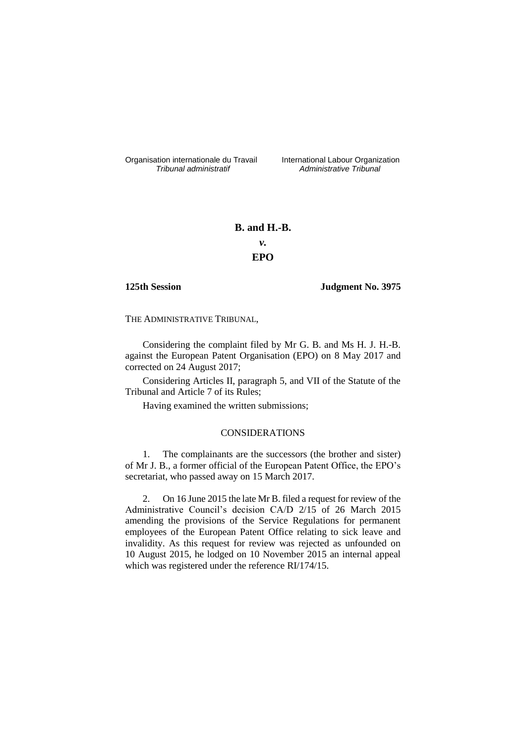Organisation internationale du Travail
*Tribunal administratif*

International Labour Organization
*Administrative Tribunal*

**B. and H.-B.**

***v.***

**EPO**

**125th Session** **Judgment No. 3975**

THE ADMINISTRATIVE TRIBUNAL,

Considering the complaint filed by Mr G. B. and Ms H. J. H.-B. against the European Patent Organisation (EPO) on 8 May 2017 and corrected on 24 August 2017;

Considering Articles II, paragraph 5, and VII of the Statute of the Tribunal and Article 7 of its Rules;

Having examined the written submissions;

CONSIDERATIONS

1. The complainants are the successors (the brother and sister) of Mr J. B., a former official of the European Patent Office, the EPO's secretariat, who passed away on 15 March 2017.

2. On 16 June 2015 the late Mr B. filed a request for review of the Administrative Council's decision CA/D 2/15 of 26 March 2015 amending the provisions of the Service Regulations for permanent employees of the European Patent Office relating to sick leave and invalidity. As this request for review was rejected as unfounded on 10 August 2015, he lodged on 10 November 2015 an internal appeal which was registered under the reference RI/174/15.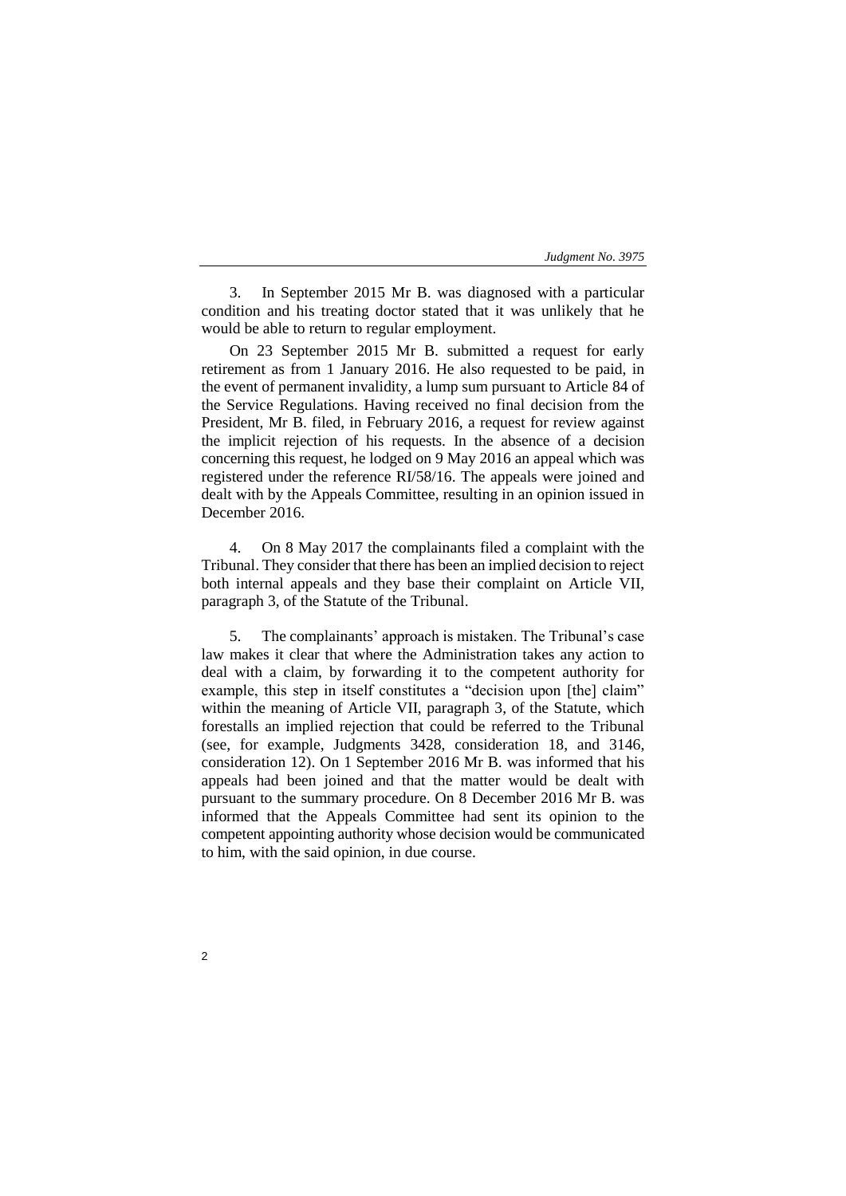3. In September 2015 Mr B. was diagnosed with a particular condition and his treating doctor stated that it was unlikely that he would be able to return to regular employment.

On 23 September 2015 Mr B. submitted a request for early retirement as from 1 January 2016. He also requested to be paid, in the event of permanent invalidity, a lump sum pursuant to Article 84 of the Service Regulations. Having received no final decision from the President, Mr B. filed, in February 2016, a request for review against the implicit rejection of his requests. In the absence of a decision concerning this request, he lodged on 9 May 2016 an appeal which was registered under the reference RI/58/16. The appeals were joined and dealt with by the Appeals Committee, resulting in an opinion issued in December 2016.

4. On 8 May 2017 the complainants filed a complaint with the Tribunal. They consider that there has been an implied decision to reject both internal appeals and they base their complaint on Article VII, paragraph 3, of the Statute of the Tribunal.

5. The complainants' approach is mistaken. The Tribunal's case law makes it clear that where the Administration takes any action to deal with a claim, by forwarding it to the competent authority for example, this step in itself constitutes a "decision upon [the] claim" within the meaning of Article VII, paragraph 3, of the Statute, which forestalls an implied rejection that could be referred to the Tribunal (see, for example, Judgments 3428, consideration 18, and 3146, consideration 12). On 1 September 2016 Mr B. was informed that his appeals had been joined and that the matter would be dealt with pursuant to the summary procedure. On 8 December 2016 Mr B. was informed that the Appeals Committee had sent its opinion to the competent appointing authority whose decision would be communicated to him, with the said opinion, in due course.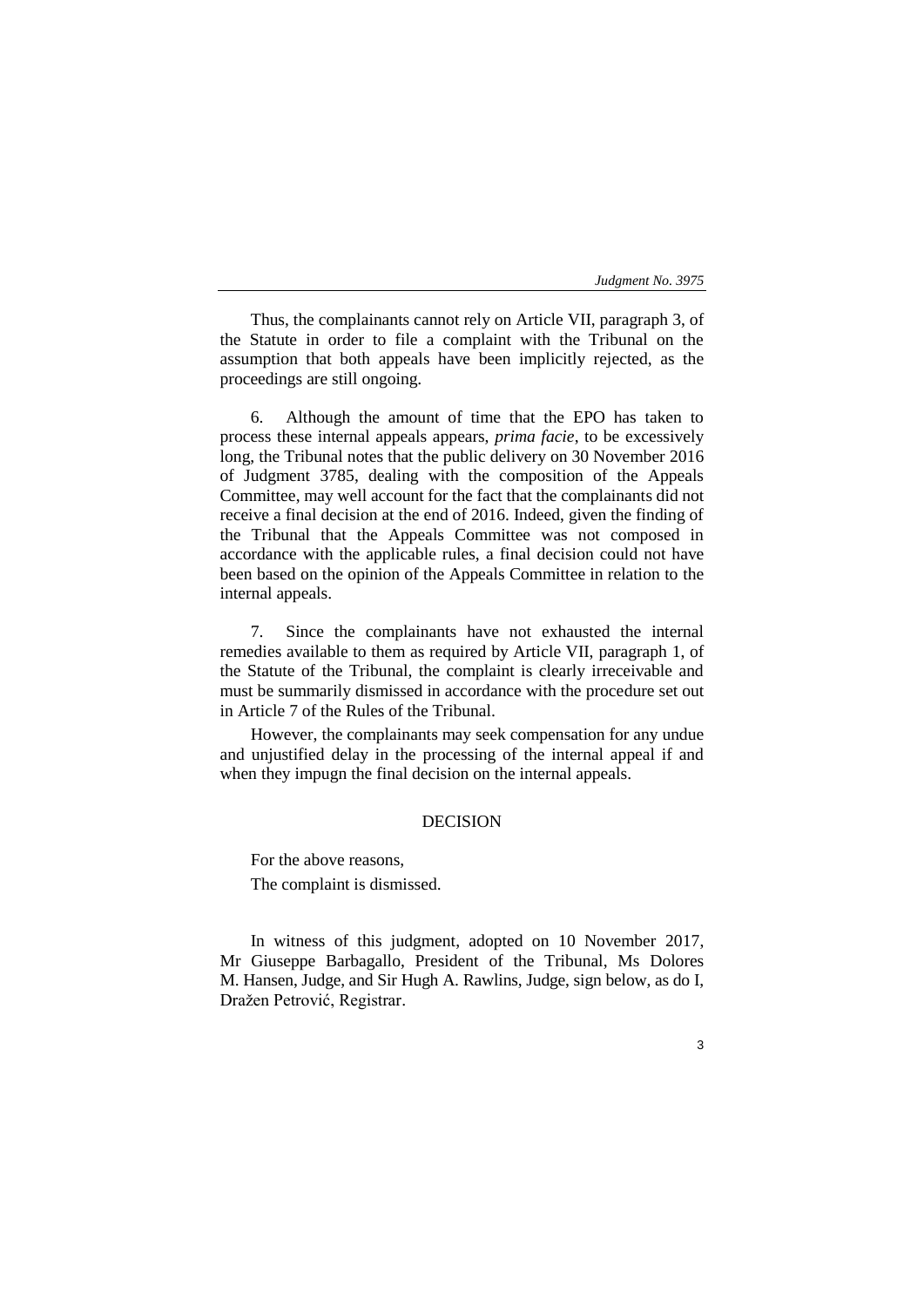Thus, the complainants cannot rely on Article VII, paragraph 3, of the Statute in order to file a complaint with the Tribunal on the assumption that both appeals have been implicitly rejected, as the proceedings are still ongoing.

6. Although the amount of time that the EPO has taken to process these internal appeals appears, *prima facie*, to be excessively long, the Tribunal notes that the public delivery on 30 November 2016 of Judgment 3785, dealing with the composition of the Appeals Committee, may well account for the fact that the complainants did not receive a final decision at the end of 2016. Indeed, given the finding of the Tribunal that the Appeals Committee was not composed in accordance with the applicable rules, a final decision could not have been based on the opinion of the Appeals Committee in relation to the internal appeals.

7. Since the complainants have not exhausted the internal remedies available to them as required by Article VII, paragraph 1, of the Statute of the Tribunal, the complaint is clearly irreceivable and must be summarily dismissed in accordance with the procedure set out in Article 7 of the Rules of the Tribunal.

However, the complainants may seek compensation for any undue and unjustified delay in the processing of the internal appeal if and when they impugn the final decision on the internal appeals.

## DECISION

For the above reasons,

The complaint is dismissed.

In witness of this judgment, adopted on 10 November 2017, Mr Giuseppe Barbagallo, President of the Tribunal, Ms Dolores M. Hansen, Judge, and Sir Hugh A. Rawlins, Judge, sign below, as do I, Dražen Petrović, Registrar.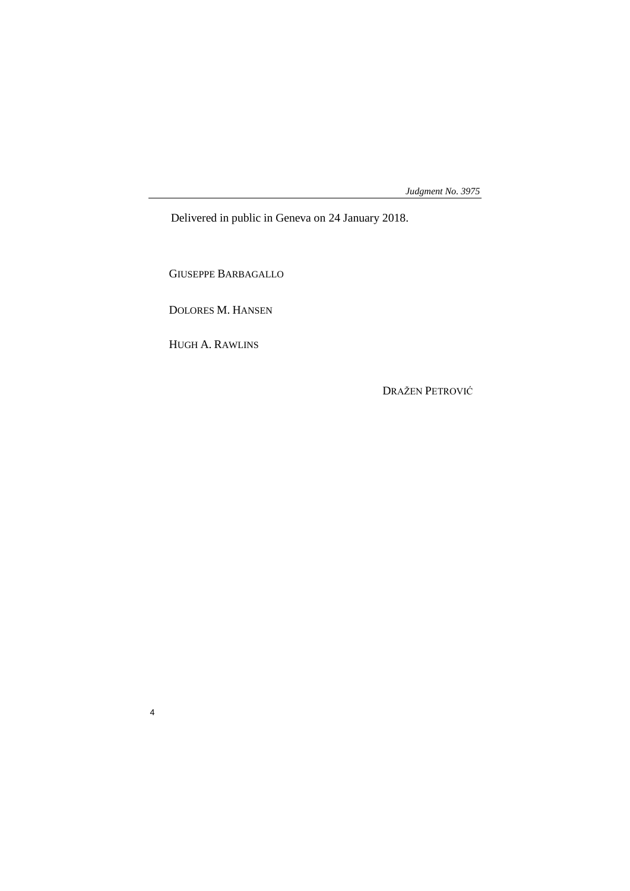Delivered in public in Geneva on 24 January 2018.

GIUSEPPE BARBAGALLO

DOLORES M. HANSEN

HUGH A. RAWLINS

DRAŽEN PETROVIĆ